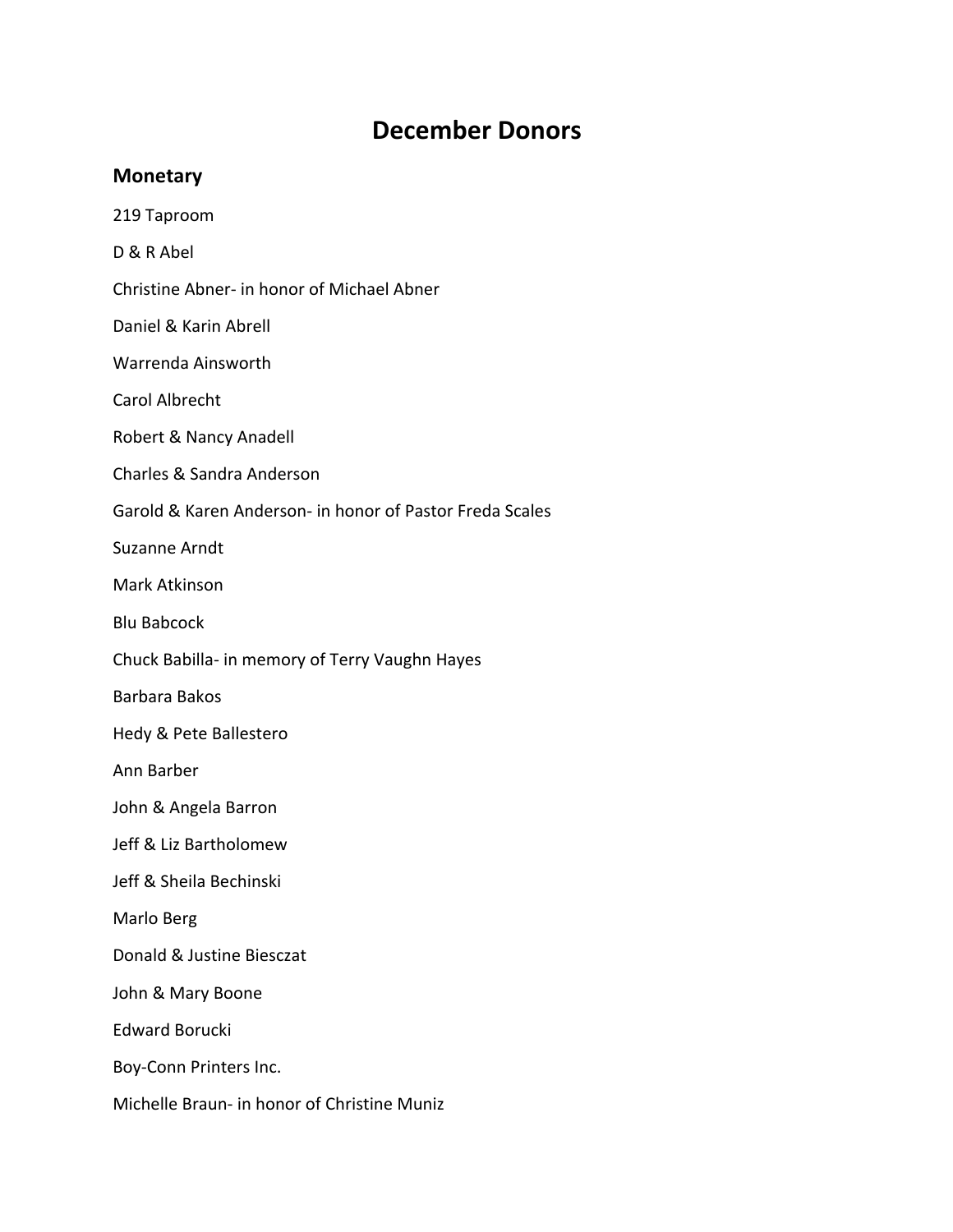# December Donors

## Monetary

219 Taproom

D & R Abel

Christine Abner- in honor of Michael Abner

Daniel & Karin Abrell

Warrenda Ainsworth

Carol Albrecht

Robert & Nancy Anadell

Charles & Sandra Anderson

Garold & Karen Anderson- in honor of Pastor Freda Scales

Suzanne Arndt

Mark Atkinson

Blu Babcock

Chuck Babilla- in memory of Terry Vaughn Hayes

Barbara Bakos

Hedy & Pete Ballestero

Ann Barber

John & Angela Barron

Jeff & Liz Bartholomew

Jeff & Sheila Bechinski

Marlo Berg

Donald & Justine Biesczat

John & Mary Boone

Edward Borucki

Boy-Conn Printers Inc.

Michelle Braun- in honor of Christine Muniz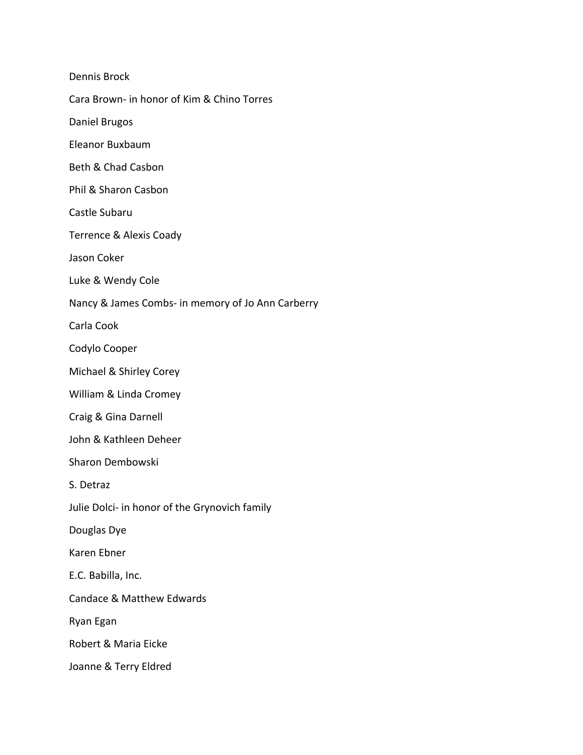Dennis Brock

Cara Brown- in honor of Kim & Chino Torres

Daniel Brugos

Eleanor Buxbaum

Beth & Chad Casbon

Phil & Sharon Casbon

Castle Subaru

Terrence & Alexis Coady

Jason Coker

Luke & Wendy Cole

Nancy & James Combs- in memory of Jo Ann Carberry

Carla Cook

Codylo Cooper

Michael & Shirley Corey

William & Linda Cromey

Craig & Gina Darnell

John & Kathleen Deheer

Sharon Dembowski

S. Detraz

Julie Dolci- in honor of the Grynovich family

Douglas Dye

Karen Ebner

E.C. Babilla, Inc.

Candace & Matthew Edwards

Ryan Egan

Robert & Maria Eicke

Joanne & Terry Eldred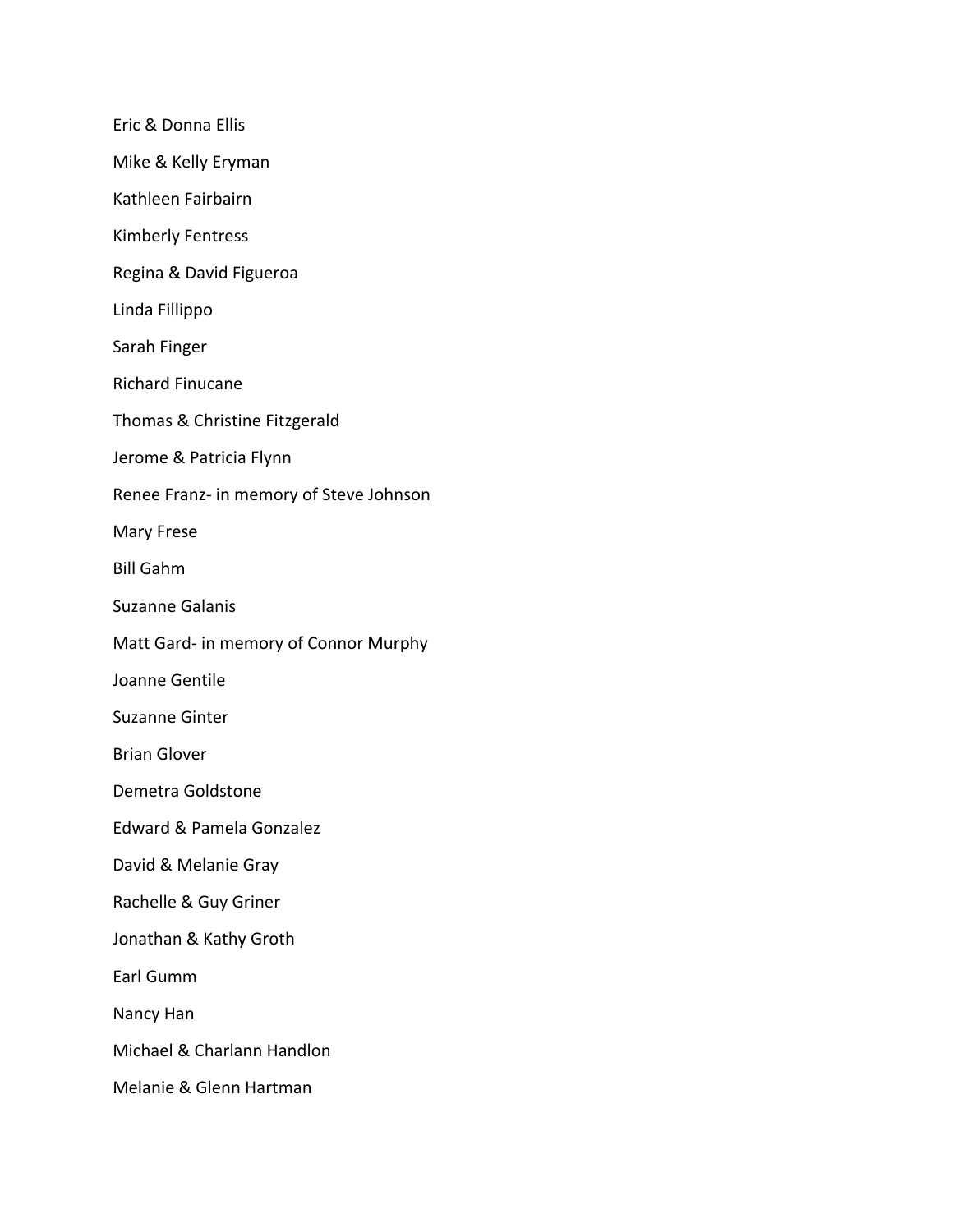Eric & Donna Ellis

Mike & Kelly Eryman

Kathleen Fairbairn

Kimberly Fentress

Regina & David Figueroa

Linda Fillippo

Sarah Finger

Richard Finucane

Thomas & Christine Fitzgerald

Jerome & Patricia Flynn

Renee Franz- in memory of Steve Johnson

Mary Frese

Bill Gahm

Suzanne Galanis

Matt Gard- in memory of Connor Murphy

Joanne Gentile

Suzanne Ginter

Brian Glover

Demetra Goldstone

Edward & Pamela Gonzalez

David & Melanie Gray

Rachelle & Guy Griner

Jonathan & Kathy Groth

Earl Gumm

Nancy Han

Michael & Charlann Handlon

Melanie & Glenn Hartman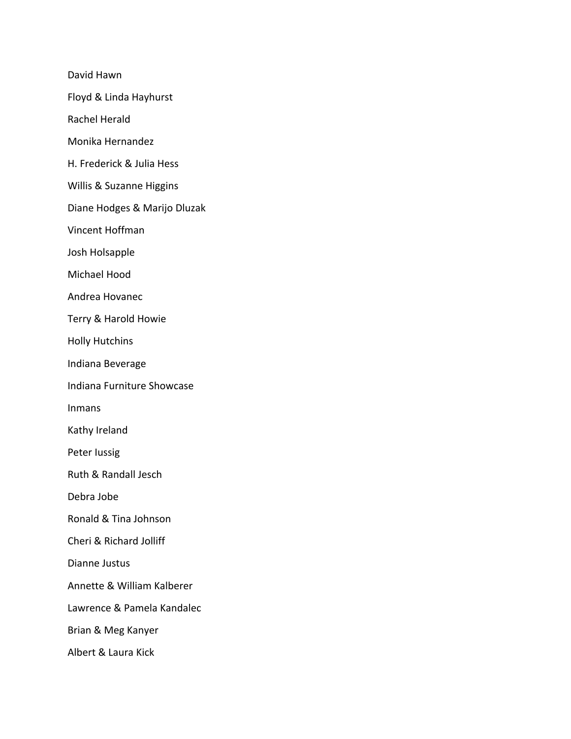David Hawn

Floyd & Linda Hayhurst

Rachel Herald

Monika Hernandez

H. Frederick & Julia Hess

Willis & Suzanne Higgins

Diane Hodges & Marijo Dluzak

Vincent Hoffman

Josh Holsapple

Michael Hood

Andrea Hovanec

Terry & Harold Howie

Holly Hutchins

Indiana Beverage

Indiana Furniture Showcase

Inmans

Kathy Ireland

Peter Iussig

Ruth & Randall Jesch

Debra Jobe

Ronald & Tina Johnson

Cheri & Richard Jolliff

Dianne Justus

Annette & William Kalberer

Lawrence & Pamela Kandalec

Brian & Meg Kanyer

Albert & Laura Kick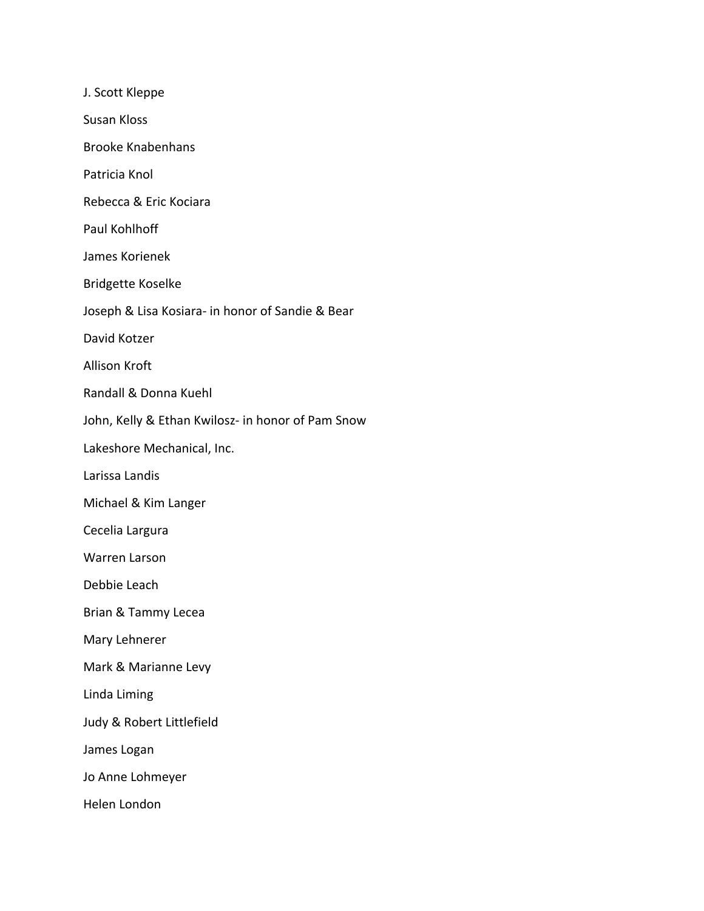J. Scott Kleppe

Susan Kloss

Brooke Knabenhans

Patricia Knol

Rebecca & Eric Kociara

Paul Kohlhoff

James Korienek

Bridgette Koselke

Joseph & Lisa Kosiara- in honor of Sandie & Bear

David Kotzer

Allison Kroft

Randall & Donna Kuehl

John, Kelly & Ethan Kwilosz- in honor of Pam Snow

Lakeshore Mechanical, Inc.

Larissa Landis

Michael & Kim Langer

Cecelia Largura

Warren Larson

Debbie Leach

Brian & Tammy Lecea

Mary Lehnerer

Mark & Marianne Levy

Linda Liming

Judy & Robert Littlefield

James Logan

Jo Anne Lohmeyer

Helen London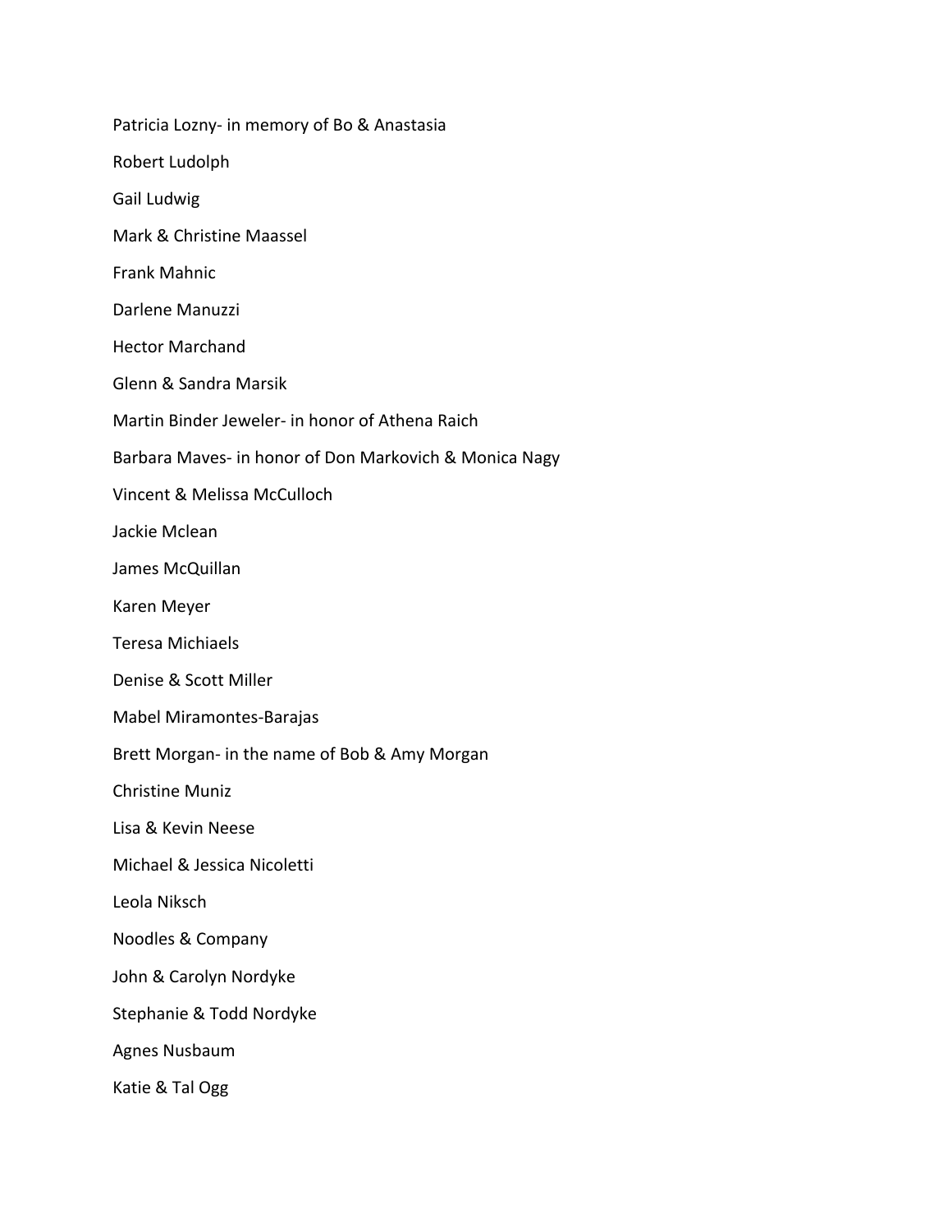Patricia Lozny- in memory of Bo & Anastasia

Robert Ludolph

Gail Ludwig

Mark & Christine Maassel

Frank Mahnic

Darlene Manuzzi

Hector Marchand

Glenn & Sandra Marsik

Martin Binder Jeweler- in honor of Athena Raich

Barbara Maves- in honor of Don Markovich & Monica Nagy

Vincent & Melissa McCulloch

Jackie Mclean

James McQuillan

Karen Meyer

Teresa Michiaels

Denise & Scott Miller

Mabel Miramontes-Barajas

Brett Morgan- in the name of Bob & Amy Morgan

Christine Muniz

Lisa & Kevin Neese

Michael & Jessica Nicoletti

Leola Niksch

Noodles & Company

John & Carolyn Nordyke

Stephanie & Todd Nordyke

Agnes Nusbaum

Katie & Tal Ogg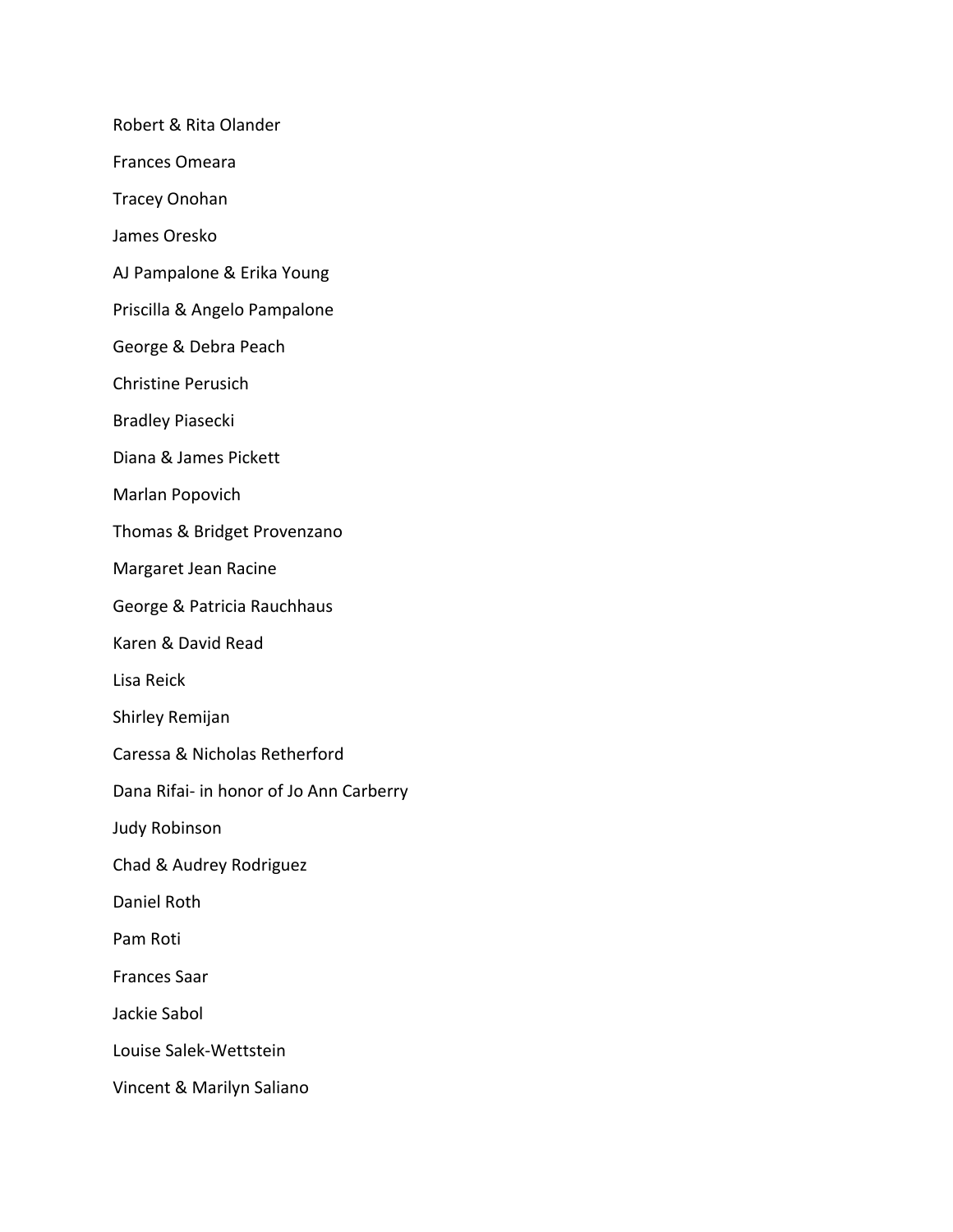Robert & Rita Olander

Frances Omeara

Tracey Onohan

James Oresko

AJ Pampalone & Erika Young

Priscilla & Angelo Pampalone

George & Debra Peach

Christine Perusich

Bradley Piasecki

Diana & James Pickett

Marlan Popovich

Thomas & Bridget Provenzano

Margaret Jean Racine

George & Patricia Rauchhaus

Karen & David Read

Lisa Reick

Shirley Remijan

Caressa & Nicholas Retherford

Dana Rifai- in honor of Jo Ann Carberry

Judy Robinson

Chad & Audrey Rodriguez

Daniel Roth

Pam Roti

Frances Saar

Jackie Sabol

Louise Salek-Wettstein

Vincent & Marilyn Saliano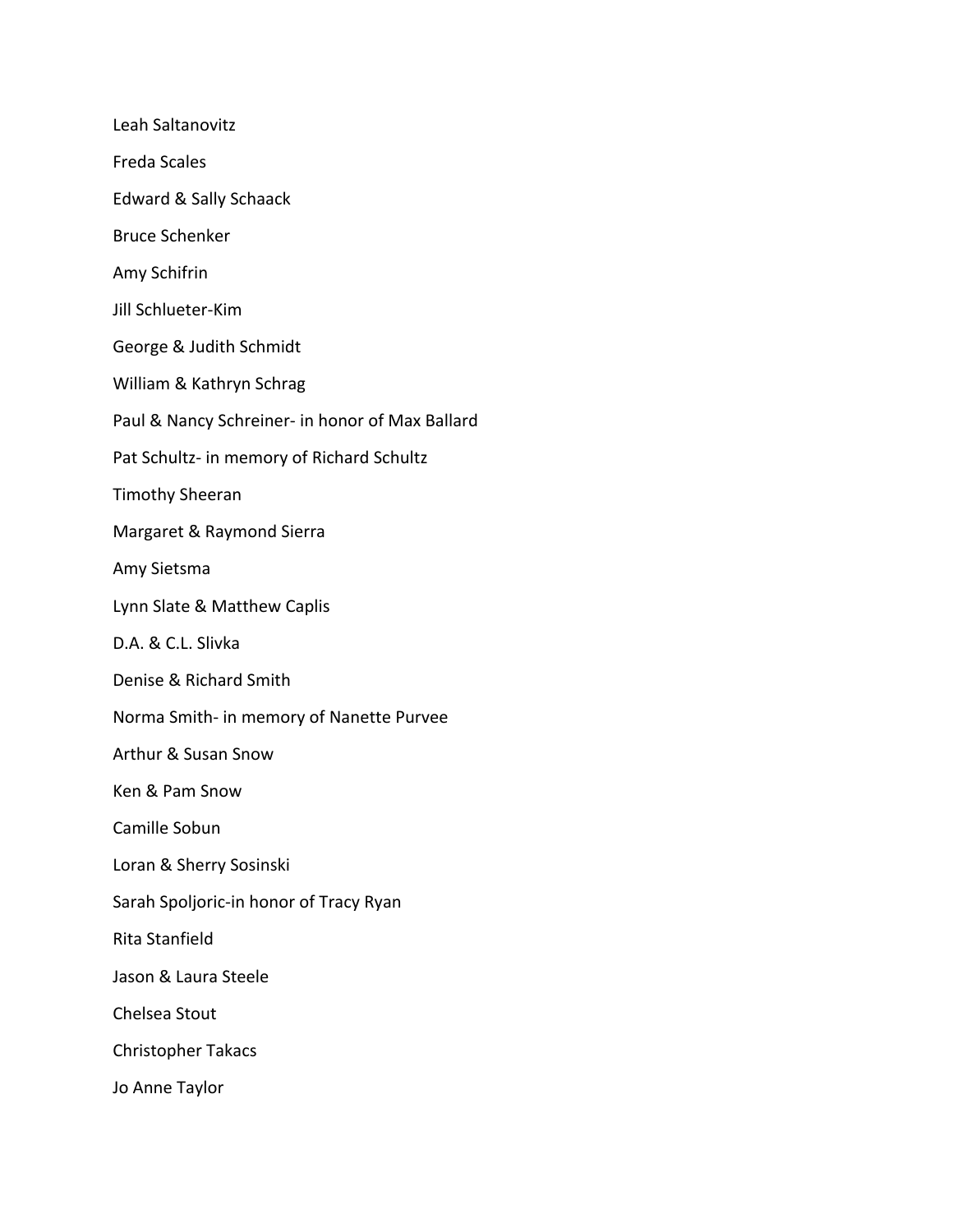Leah Saltanovitz

Freda Scales

Edward & Sally Schaack

Bruce Schenker

Amy Schifrin

Jill Schlueter-Kim

George & Judith Schmidt

William & Kathryn Schrag

Paul & Nancy Schreiner- in honor of Max Ballard

Pat Schultz- in memory of Richard Schultz

Timothy Sheeran

Margaret & Raymond Sierra

Amy Sietsma

Lynn Slate & Matthew Caplis

D.A. & C.L. Slivka

Denise & Richard Smith

Norma Smith- in memory of Nanette Purvee

Arthur & Susan Snow

Ken & Pam Snow

Camille Sobun

Loran & Sherry Sosinski

Sarah Spoljoric-in honor of Tracy Ryan

Rita Stanfield

Jason & Laura Steele

Chelsea Stout

Christopher Takacs

Jo Anne Taylor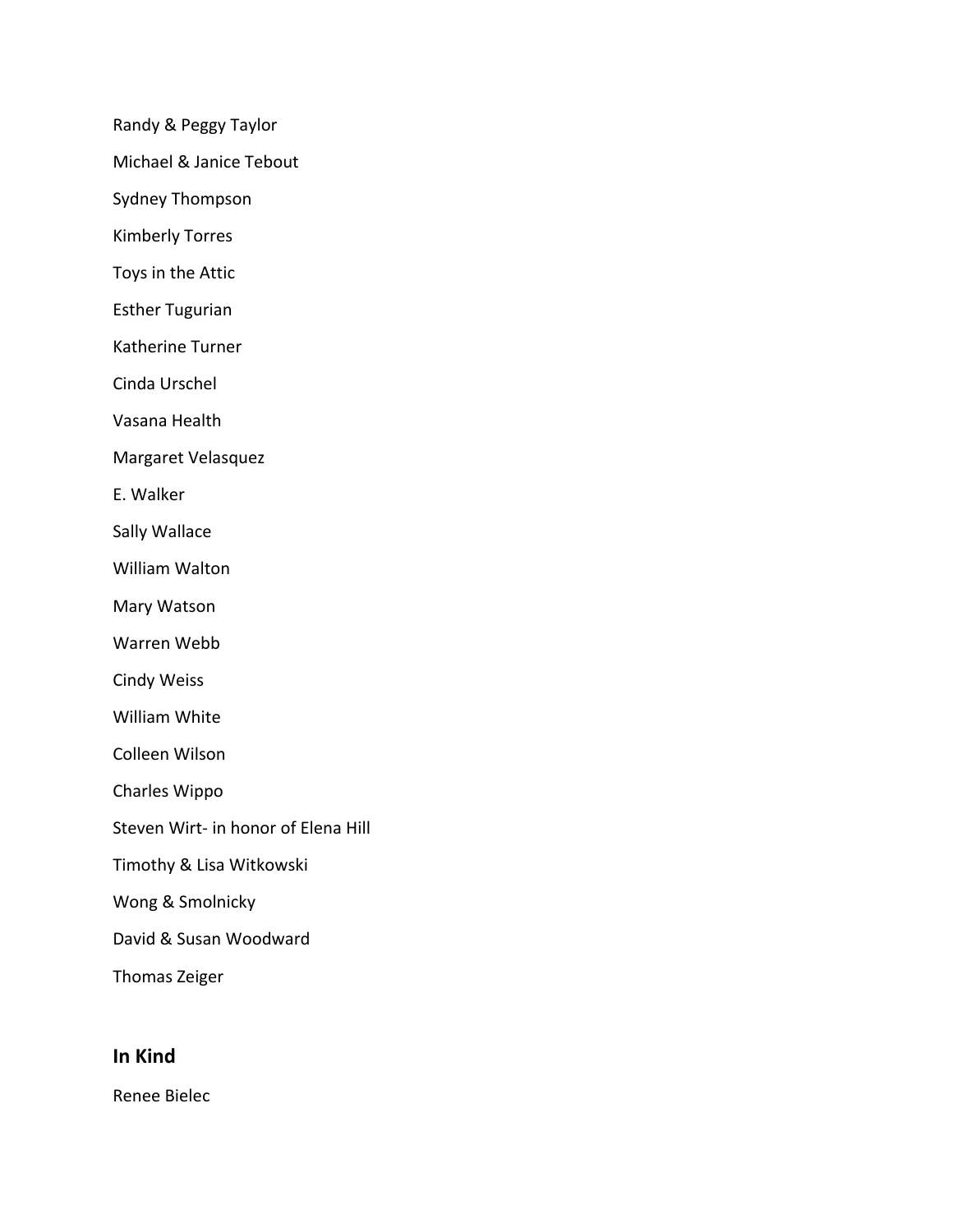Randy & Peggy Taylor

Michael & Janice Tebout

Sydney Thompson

Kimberly Torres

Toys in the Attic

Esther Tugurian

Katherine Turner

Cinda Urschel

Vasana Health

Margaret Velasquez

E. Walker

Sally Wallace

William Walton

Mary Watson

Warren Webb

Cindy Weiss

William White

Colleen Wilson

Charles Wippo

Steven Wirt- in honor of Elena Hill

Timothy & Lisa Witkowski

Wong & Smolnicky

David & Susan Woodward

Thomas Zeiger

## In Kind

Renee Bielec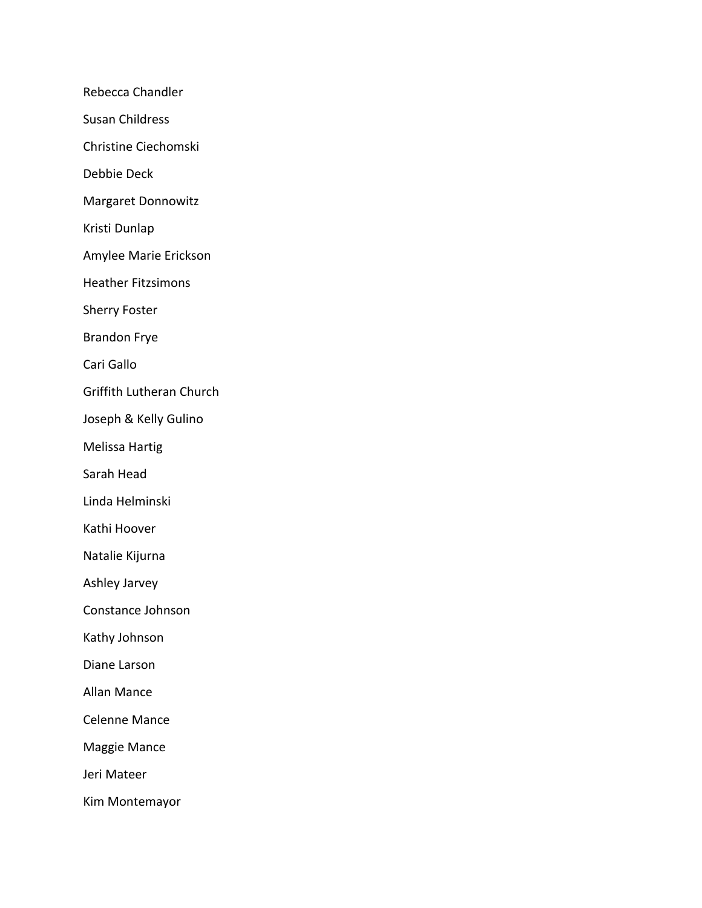Rebecca Chandler

Susan Childress

Christine Ciechomski

Debbie Deck

Margaret Donnowitz

Kristi Dunlap

Amylee Marie Erickson

Heather Fitzsimons

Sherry Foster

Brandon Frye

Cari Gallo

Griffith Lutheran Church

Joseph & Kelly Gulino

Melissa Hartig

Sarah Head

Linda Helminski

Kathi Hoover

Natalie Kijurna

Ashley Jarvey

Constance Johnson

Kathy Johnson

Diane Larson

Allan Mance

Celenne Mance

Maggie Mance

Jeri Mateer

Kim Montemayor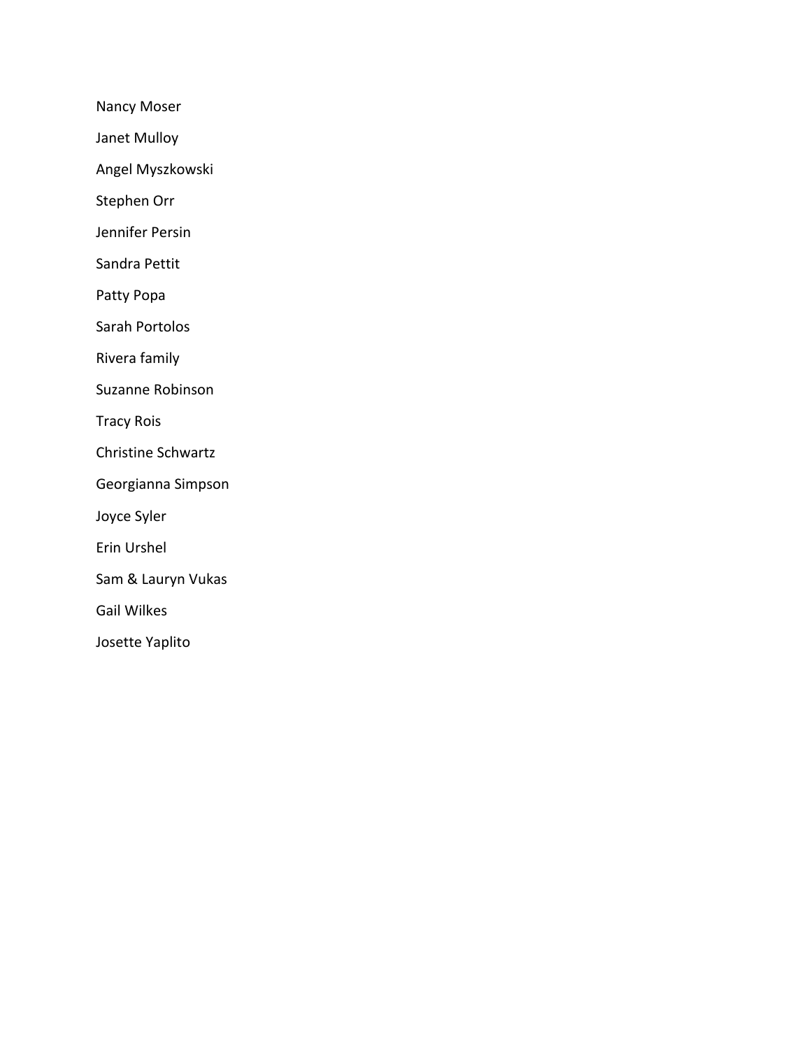Nancy Moser

Janet Mulloy

Angel Myszkowski

Stephen Orr

Jennifer Persin

Sandra Pettit

Patty Popa

Sarah Portolos

Rivera family

Suzanne Robinson

Tracy Rois

Christine Schwartz

Georgianna Simpson

Joyce Syler

Erin Urshel

Sam & Lauryn Vukas

Gail Wilkes

Josette Yaplito